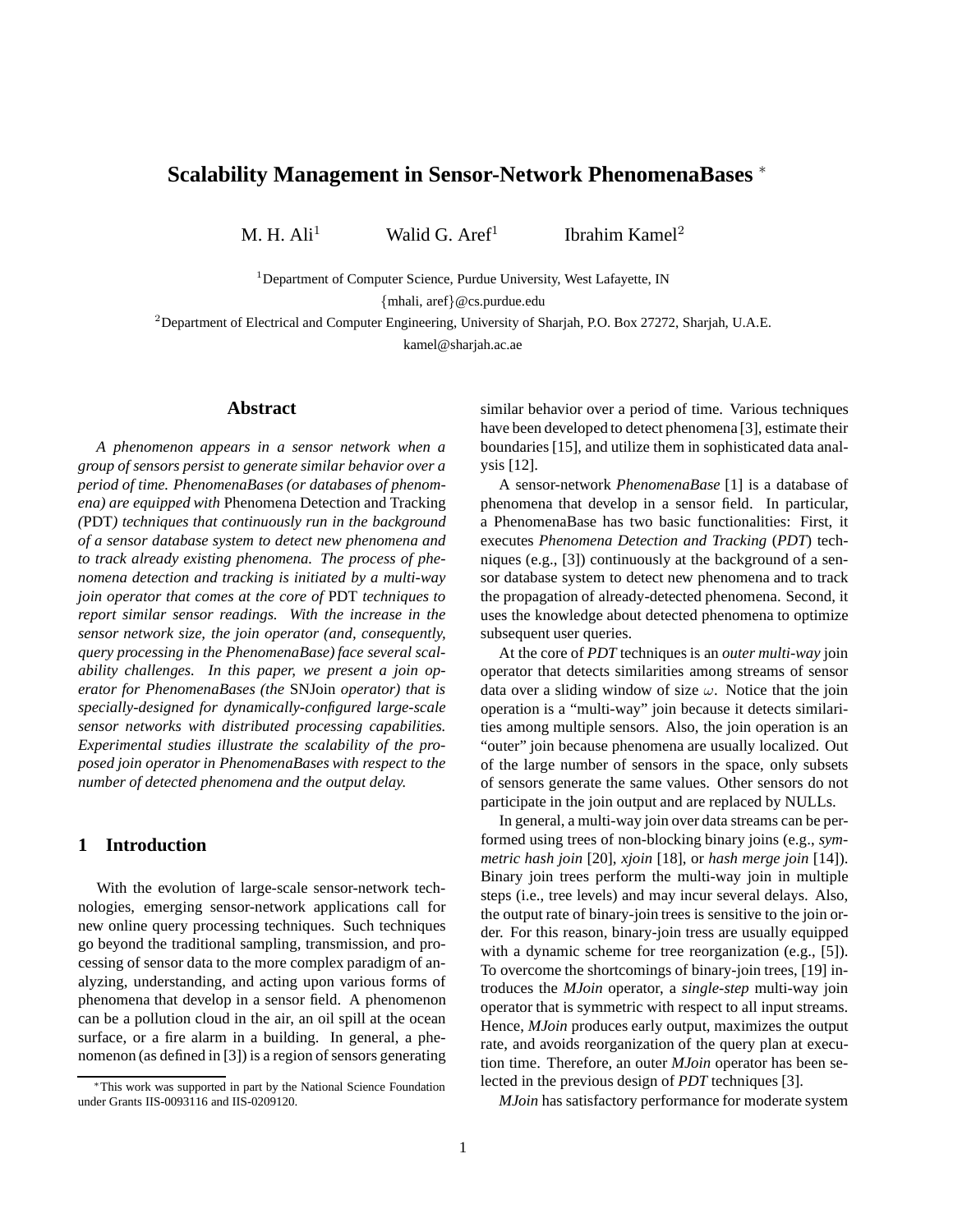# Scalability Management in Sensor-Network PhenomenaBases [*]

M. H. Ali[1] Walid G. Aref[1] Ibrahim Kamel[2]

[1]Department of Computer Science, Purdue University, West Lafayette, IN
{mhali, aref}@cs.purdue.edu

[2]Department of Electrical and Computer Engineering, University of Sharjah, P.O. Box 27272, Sharjah, U.A.E.
kamel@sharjah.ac.ae

## Abstract

*A phenomenon appears in a sensor network when a group of sensors persist to generate similar behavior over a period of time. PhenomenaBases (or databases of phenomena) are equipped with* Phenomena Detection and Tracking *(*PDT*) techniques that continuously run in the background of a sensor database system to detect new phenomena and to track already existing phenomena. The process of phenomena detection and tracking is initiated by a multi-way join operator that comes at the core of* PDT *techniques to report similar sensor readings. With the increase in the sensor network size, the join operator (and, consequently, query processing in the PhenomenaBase) face several scalability challenges. In this paper, we present a join operator for PhenomenaBases (the* SNJoin *operator) that is specially-designed for dynamically-configured large-scale sensor networks with distributed processing capabilities. Experimental studies illustrate the scalability of the proposed join operator in PhenomenaBases with respect to the number of detected phenomena and the output delay.*

## 1 Introduction

With the evolution of large-scale sensor-network technologies, emerging sensor-network applications call for new online query processing techniques. Such techniques go beyond the traditional sampling, transmission, and processing of sensor data to the more complex paradigm of analyzing, understanding, and acting upon various forms of phenomena that develop in a sensor field. A phenomenon can be a pollution cloud in the air, an oil spill at the ocean surface, or a fire alarm in a building. In general, a phenomenon (as defined in [3]) is a region of sensors generating similar behavior over a period of time. Various techniques have been developed to detect phenomena [3], estimate their boundaries [15], and utilize them in sophisticated data analysis [12].

A sensor-network *PhenomenaBase* [1] is a database of phenomena that develop in a sensor field. In particular, a PhenomenaBase has two basic functionalities: First, it executes *Phenomena Detection and Tracking* (*PDT*) techniques (e.g., [3]) continuously at the background of a sensor database system to detect new phenomena and to track the propagation of already-detected phenomena. Second, it uses the knowledge about detected phenomena to optimize subsequent user queries.

At the core of *PDT* techniques is an *outer multi-way* join operator that detects similarities among streams of sensor data over a sliding window of size $\omega$. Notice that the join operation is a "multi-way" join because it detects similarities among multiple sensors. Also, the join operation is an "outer" join because phenomena are usually localized. Out of the large number of sensors in the space, only subsets of sensors generate the same values. Other sensors do not participate in the join output and are replaced by NULLs.

In general, a multi-way join over data streams can be performed using trees of non-blocking binary joins (e.g., *symmetric hash join* [20], *xjoin* [18], or *hash merge join* [14]). Binary join trees perform the multi-way join in multiple steps (i.e., tree levels) and may incur several delays. Also, the output rate of binary-join trees is sensitive to the join order. For this reason, binary-join tress are usually equipped with a dynamic scheme for tree reorganization (e.g., [5]). To overcome the shortcomings of binary-join trees, [19] introduces the *MJoin* operator, a *single-step* multi-way join operator that is symmetric with respect to all input streams. Hence, *MJoin* produces early output, maximizes the output rate, and avoids reorganization of the query plan at execution time. Therefore, an outer *MJoin* operator has been selected in the previous design of *PDT* techniques [3].

*MJoin* has satisfactory performance for moderate system

[*]This work was supported in part by the National Science Foundation under Grants IIS-0093116 and IIS-0209120.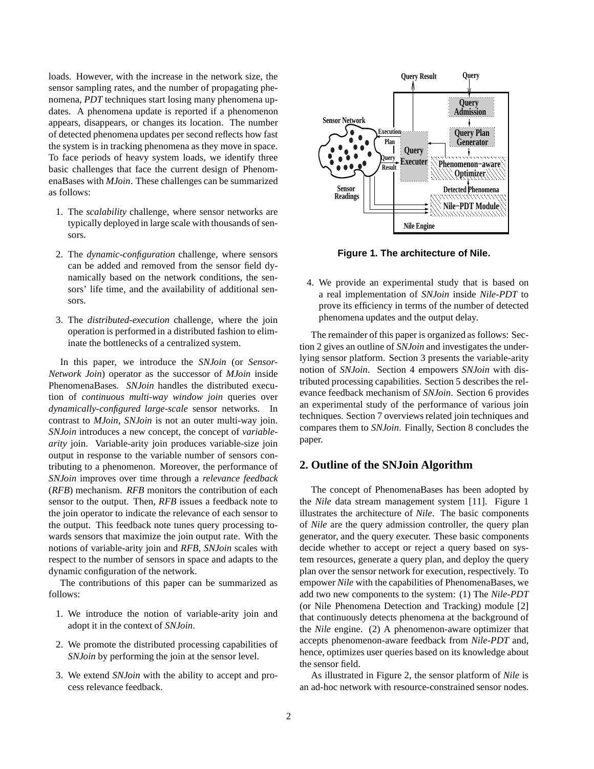loads. However, with the increase in the network size, the sensor sampling rates, and the number of propagating phenomena, *PDT* techniques start losing many phenomena updates. A phenomena update is reported if a phenomenon appears, disappears, or changes its location. The number of detected phenomena updates per second reflects how fast the system is in tracking phenomena as they move in space. To face periods of heavy system loads, we identify three basic challenges that face the current design of PhenomenaBases with *MJoin*. These challenges can be summarized as follows:

1. The *scalability* challenge, where sensor networks are typically deployed in large scale with thousands of sensors.
2. The *dynamic-configuration* challenge, where sensors can be added and removed from the sensor field dynamically based on the network conditions, the sensors' life time, and the availability of additional sensors.
3. The *distributed-execution* challenge, where the join operation is performed in a distributed fashion to eliminate the bottlenecks of a centralized system.

In this paper, we introduce the *SNJoin* (or *Sensor-Network Join*) operator as the successor of *MJoin* inside PhenomenaBases. *SNJoin* handles the distributed execution of *continuous multi-way window join* queries over *dynamically-configured large-scale* sensor networks. In contrast to *MJoin*, *SNJoin* is not an outer multi-way join. *SNJoin* introduces a new concept, the concept of *variable-arity* join. Variable-arity join produces variable-size join output in response to the variable number of sensors contributing to a phenomenon. Moreover, the performance of *SNJoin* improves over time through a *relevance feedback* (*RFB*) mechanism. *RFB* monitors the contribution of each sensor to the output. Then, *RFB* issues a feedback note to the join operator to indicate the relevance of each sensor to the output. This feedback note tunes query processing towards sensors that maximize the join output rate. With the notions of variable-arity join and *RFB*, *SNJoin* scales with respect to the number of sensors in space and adapts to the dynamic configuration of the network.

The contributions of this paper can be summarized as follows:

1. We introduce the notion of variable-arity join and adopt it in the context of *SNJoin*.
2. We promote the distributed processing capabilities of *SNJoin* by performing the join at the sensor level.
3. We extend *SNJoin* with the ability to accept and process relevance feedback.

Query Result
Query
Query Admission
Sensor Network
Execution Plan
Query Plan Generator
Query Executer
Query Result
Phenomenon-aware Optimizer
Sensor Readings
Detected Phenomena
Nile-PDT Module
Nile Engine

**Figure 1. The architecture of Nile.**

4. We provide an experimental study that is based on a real implementation of *SNJoin* inside *Nile-PDT* to prove its efficiency in terms of the number of detected phenomena updates and the output delay.

The remainder of this paper is organized as follows: Section 2 gives an outline of *SNJoin* and investigates the underlying sensor platform. Section 3 presents the variable-arity notion of *SNJoin*. Section 4 empowers *SNJoin* with distributed processing capabilities. Section 5 describes the relevance feedback mechanism of *SNJoin*. Section 6 provides an experimental study of the performance of various join techniques. Section 7 overviews related join techniques and compares them to *SNJoin*. Finally, Section 8 concludes the paper.

## 2. Outline of the SNJoin Algorithm

The concept of PhenomenaBases has been adopted by the *Nile* data stream management system [11]. Figure 1 illustrates the architecture of *Nile*. The basic components of *Nile* are the query admission controller, the query plan generator, and the query executer. These basic components decide whether to accept or reject a query based on system resources, generate a query plan, and deploy the query plan over the sensor network for execution, respectively. To empower *Nile* with the capabilities of PhenomenaBases, we add two new components to the system: (1) The *Nile-PDT* (or Nile Phenomena Detection and Tracking) module [2] that continuously detects phenomena at the background of the *Nile* engine. (2) A phenomenon-aware optimizer that accepts phenomenon-aware feedback from *Nile-PDT* and, hence, optimizes user queries based on its knowledge about the sensor field.

As illustrated in Figure 2, the sensor platform of *Nile* is an ad-hoc network with resource-constrained sensor nodes.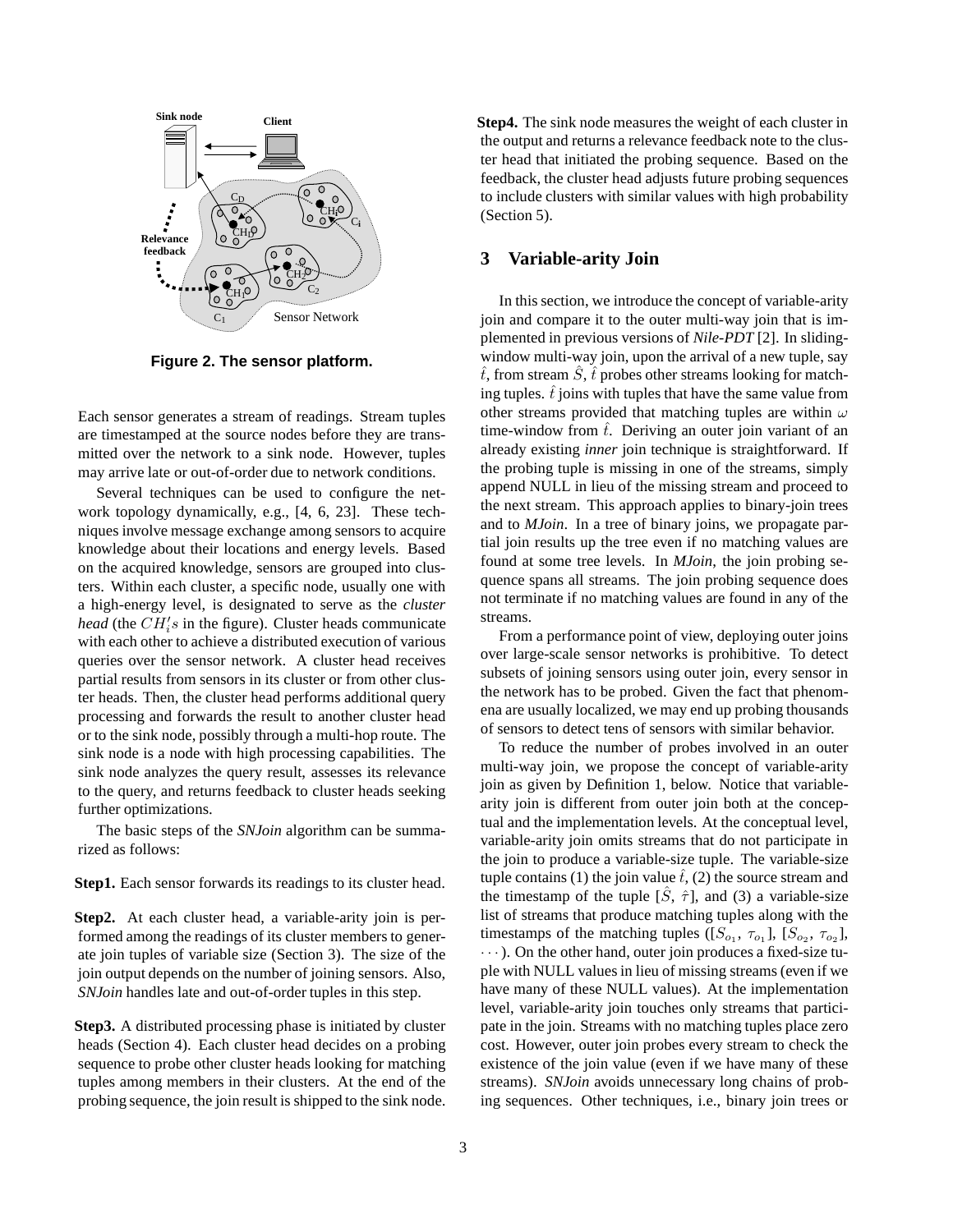Figure 2. The sensor platform.

Each sensor generates a stream of readings. Stream tuples are timestamped at the source nodes before they are transmitted over the network to a sink node. However, tuples may arrive late or out-of-order due to network conditions.

Several techniques can be used to configure the network topology dynamically, e.g., [4, 6, 23]. These techniques involve message exchange among sensors to acquire knowledge about their locations and energy levels. Based on the acquired knowledge, sensors are grouped into clusters. Within each cluster, a specific node, usually one with a high-energy level, is designated to serve as the *cluster head* (the $CH_i's$ in the figure). Cluster heads communicate with each other to achieve a distributed execution of various queries over the sensor network. A cluster head receives partial results from sensors in its cluster or from other cluster heads. Then, the cluster head performs additional query processing and forwards the result to another cluster head or to the sink node, possibly through a multi-hop route. The sink node is a node with high processing capabilities. The sink node analyzes the query result, assesses its relevance to the query, and returns feedback to cluster heads seeking further optimizations.

The basic steps of the *SNJoin* algorithm can be summarized as follows:

**Step1.** Each sensor forwards its readings to its cluster head.

**Step2.** At each cluster head, a variable-arity join is performed among the readings of its cluster members to generate join tuples of variable size (Section 3). The size of the join output depends on the number of joining sensors. Also, *SNJoin* handles late and out-of-order tuples in this step.

**Step3.** A distributed processing phase is initiated by cluster heads (Section 4). Each cluster head decides on a probing sequence to probe other cluster heads looking for matching tuples among members in their clusters. At the end of the probing sequence, the join result is shipped to the sink node.

**Step4.** The sink node measures the weight of each cluster in the output and returns a relevance feedback note to the cluster head that initiated the probing sequence. Based on the feedback, the cluster head adjusts future probing sequences to include clusters with similar values with high probability (Section 5).

## 3 Variable-arity Join

In this section, we introduce the concept of variable-arity join and compare it to the outer multi-way join that is implemented in previous versions of *Nile-PDT* [2]. In sliding-window multi-way join, upon the arrival of a new tuple, say $\hat{t}$, from stream $\hat{S}$, $\hat{t}$ probes other streams looking for matching tuples. $\hat{t}$ joins with tuples that have the same value from other streams provided that matching tuples are within $\omega$ time-window from $\hat{t}$. Deriving an outer join variant of an already existing *inner* join technique is straightforward. If the probing tuple is missing in one of the streams, simply append NULL in lieu of the missing stream and proceed to the next stream. This approach applies to binary-join trees and to *MJoin*. In a tree of binary joins, we propagate partial join results up the tree even if no matching values are found at some tree levels. In *MJoin*, the join probing sequence spans all streams. The join probing sequence does not terminate if no matching values are found in any of the streams.

From a performance point of view, deploying outer joins over large-scale sensor networks is prohibitive. To detect subsets of joining sensors using outer join, every sensor in the network has to be probed. Given the fact that phenomena are usually localized, we may end up probing thousands of sensors to detect tens of sensors with similar behavior.

To reduce the number of probes involved in an outer multi-way join, we propose the concept of variable-arity join as given by Definition 1, below. Notice that variable-arity join is different from outer join both at the conceptual and the implementation levels. At the conceptual level, variable-arity join omits streams that do not participate in the join to produce a variable-size tuple. The variable-size tuple contains (1) the join value $\hat{t}$, (2) the source stream and the timestamp of the tuple [$\hat{S}$, $\hat{\tau}$], and (3) a variable-size list of streams that produce matching tuples along with the timestamps of the matching tuples ([$S_{o_1}$, $\tau_{o_1}$], [$S_{o_2}$, $\tau_{o_2}$], $\cdots$). On the other hand, outer join produces a fixed-size tuple with NULL values in lieu of missing streams (even if we have many of these NULL values). At the implementation level, variable-arity join touches only streams that participate in the join. Streams with no matching tuples place zero cost. However, outer join probes every stream to check the existence of the join value (even if we have many of these streams). *SNJoin* avoids unnecessary long chains of probing sequences. Other techniques, i.e., binary join trees or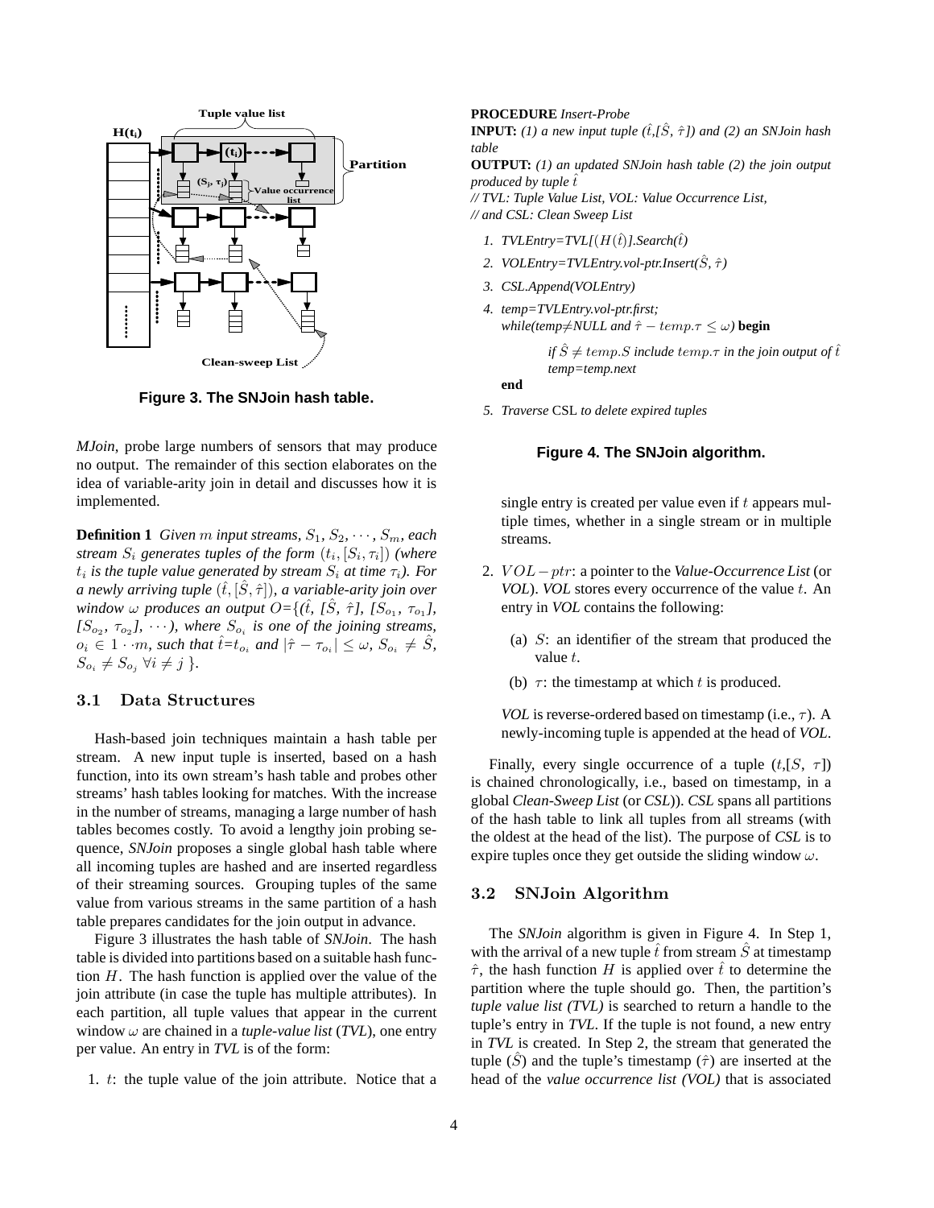**Figure 3. The SNJoin hash table.**

*MJoin*, probe large numbers of sensors that may produce no output. The remainder of this section elaborates on the idea of variable-arity join in detail and discusses how it is implemented.

**Definition 1** *Given $m$ input streams, $S_1, S_2, \cdots, S_m$, each stream $S_i$ generates tuples of the form $(t_i, [S_i, \tau_i])$ (where $t_i$ is the tuple value generated by stream $S_i$ at time $\tau_i$). For a newly arriving tuple $(\hat{t}, [\hat{S}, \hat{\tau}])$, a variable-arity join over window $\omega$ produces an output $O$={($\hat{t}$, [$\hat{S}$, $\hat{\tau}$], [$S_{o_1}$, $\tau_{o_1}$], [$S_{o_2}$, $\tau_{o_2}$], $\cdots$), where $S_{o_i}$ is one of the joining streams, $o_i \in 1 \cdot\cdot m$, such that $\hat{t}$=$t_{o_i}$ and $|\hat{\tau} - \tau_{o_i}| \leq \omega$, $S_{o_i} \neq \hat{S}$, $S_{o_i} \neq S_{o_j}$ $\forall i \neq j$ }.*

### 3.1 Data Structures

Hash-based join techniques maintain a hash table per stream. A new input tuple is inserted, based on a hash function, into its own stream's hash table and probes other streams' hash tables looking for matches. With the increase in the number of streams, managing a large number of hash tables becomes costly. To avoid a lengthy join probing sequence, *SNJoin* proposes a single global hash table where all incoming tuples are hashed and are inserted regardless of their streaming sources. Grouping tuples of the same value from various streams in the same partition of a hash table prepares candidates for the join output in advance.

Figure 3 illustrates the hash table of *SNJoin*. The hash table is divided into partitions based on a suitable hash function $H$. The hash function is applied over the value of the join attribute (in case the tuple has multiple attributes). In each partition, all tuple values that appear in the current window $\omega$ are chained in a *tuple-value list* (*TVL*), one entry per value. An entry in *TVL* is of the form:

1. $t$: the tuple value of the join attribute. Notice that a single entry is created per value even if $t$ appears multiple times, whether in a single stream or in multiple streams.
2. $VOL-ptr$: a pointer to the *Value-Occurrence List* (or *VOL*). *VOL* stores every occurrence of the value $t$. An entry in *VOL* contains the following:
   (a) $S$: an identifier of the stream that produced the value $t$.
   (b) $\tau$: the timestamp at which $t$ is produced.

   *VOL* is reverse-ordered based on timestamp (i.e., $\tau$). A newly-incoming tuple is appended at the head of *VOL*.

Finally, every single occurrence of a tuple ($t$,[$S$, $\tau$]) is chained chronologically, i.e., based on timestamp, in a global *Clean-Sweep List* (or *CSL*)). *CSL* spans all partitions of the hash table to link all tuples from all streams (with the oldest at the head of the list). The purpose of *CSL* is to expire tuples once they get outside the sliding window $\omega$.

**PROCEDURE** *Insert-Probe*
**INPUT:** *(1) a new input tuple ($\hat{t}$,[$\hat{S}$, $\hat{\tau}$]) and (2) an SNJoin hash table*
**OUTPUT:** *(1) an updated SNJoin hash table (2) the join output produced by tuple $\hat{t}$*
*// TVL: Tuple Value List, VOL: Value Occurrence List,*
*// and CSL: Clean Sweep List*

1. *TVLEntry=TVL[($H(\hat{t})$].Search($\hat{t}$)*
2. *VOLEntry=TVLEntry.vol-ptr.Insert($\hat{S}$, $\hat{\tau}$)*
3. *CSL.Append(VOLEntry)*
4. *temp=TVLEntry.vol-ptr.first;*
   *while(temp≠NULL and $\hat{\tau} - temp.\tau \leq \omega$)* **begin**
   *if $\hat{S} \neq temp.S$ include $temp.\tau$ in the join output of $\hat{t}$*
   *temp=temp.next*
   **end**
5. *Traverse* CSL *to delete expired tuples*

**Figure 4. The SNJoin algorithm.**

### 3.2 SNJoin Algorithm

The *SNJoin* algorithm is given in Figure 4. In Step 1, with the arrival of a new tuple $\hat{t}$ from stream $\hat{S}$ at timestamp $\hat{\tau}$, the hash function $H$ is applied over $\hat{t}$ to determine the partition where the tuple should go. Then, the partition's *tuple value list (TVL)* is searched to return a handle to the tuple's entry in *TVL*. If the tuple is not found, a new entry in *TVL* is created. In Step 2, the stream that generated the tuple ($\hat{S}$) and the tuple's timestamp ($\hat{\tau}$) are inserted at the head of the *value occurrence list (VOL)* that is associated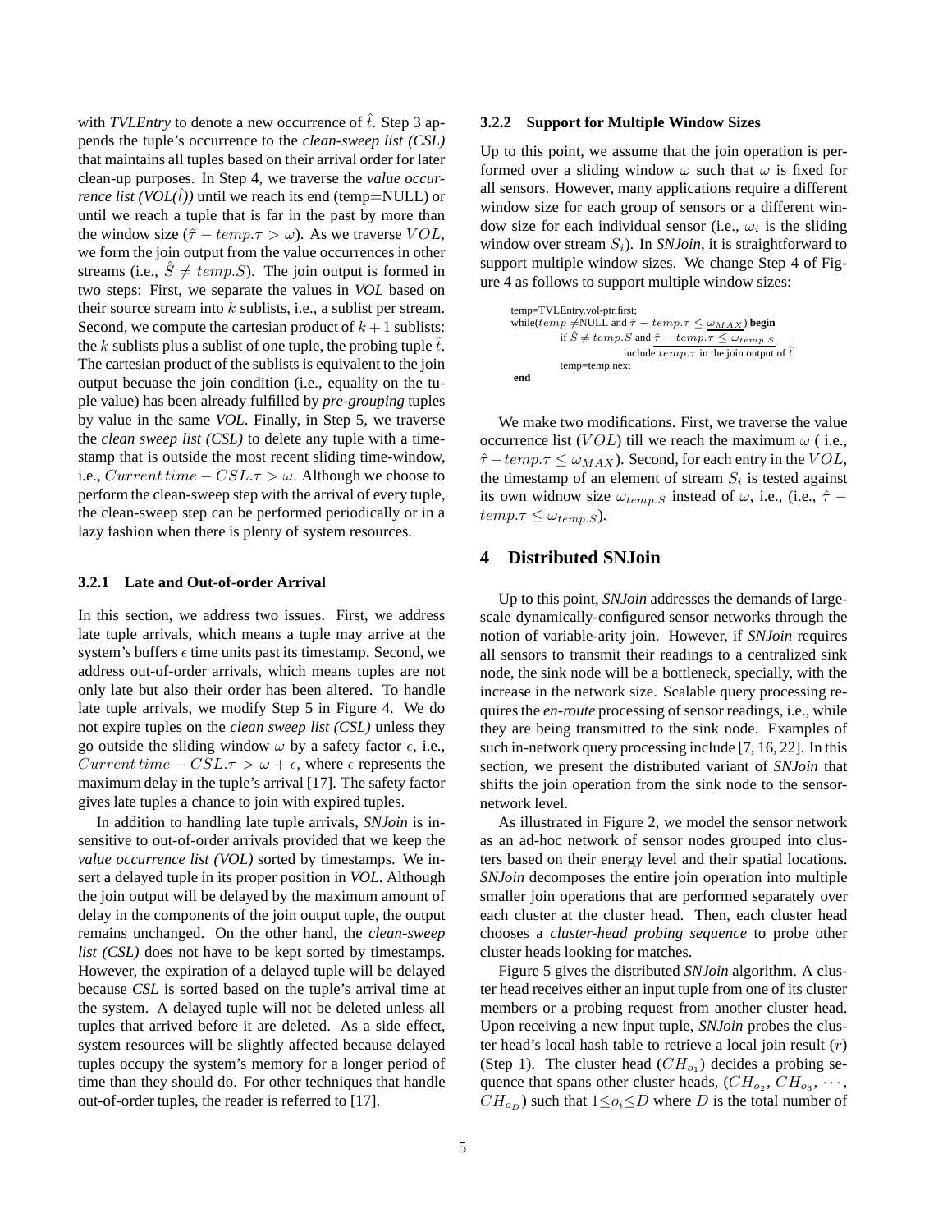with *TVLEntry* to denote a new occurrence of $\hat{t}$. Step 3 appends the tuple's occurrence to the *clean-sweep list (CSL)* that maintains all tuples based on their arrival order for later clean-up purposes. In Step 4, we traverse the *value occurrence list (VOL($\hat{t}$))* until we reach its end (temp=NULL) or until we reach a tuple that is far in the past by more than the window size ($\hat{\tau} - temp.\tau > \omega$). As we traverse $VOL$, we form the join output from the value occurrences in other streams (i.e., $\hat{S} \neq temp.S$). The join output is formed in two steps: First, we separate the values in *VOL* based on their source stream into $k$ sublists, i.e., a sublist per stream. Second, we compute the cartesian product of $k+1$ sublists: the $k$ sublists plus a sublist of one tuple, the probing tuple $\hat{t}$. The cartesian product of the sublists is equivalent to the join output becuase the join condition (i.e., equality on the tuple value) has been already fulfilled by *pre-grouping* tuples by value in the same *VOL*. Finally, in Step 5, we traverse the *clean sweep list (CSL)* to delete any tuple with a timestamp that is outside the most recent sliding time-window, i.e., $Current\,time - CSL.\tau > \omega$. Although we choose to perform the clean-sweep step with the arrival of every tuple, the clean-sweep step can be performed periodically or in a lazy fashion when there is plenty of system resources.

#### 3.2.1 Late and Out-of-order Arrival

In this section, we address two issues. First, we address late tuple arrivals, which means a tuple may arrive at the system's buffers $\epsilon$ time units past its timestamp. Second, we address out-of-order arrivals, which means tuples are not only late but also their order has been altered. To handle late tuple arrivals, we modify Step 5 in Figure 4. We do not expire tuples on the *clean sweep list (CSL)* unless they go outside the sliding window $\omega$ by a safety factor $\epsilon$, i.e., $Current\,time - CSL.\tau > \omega + \epsilon$, where $\epsilon$ represents the maximum delay in the tuple's arrival [17]. The safety factor gives late tuples a chance to join with expired tuples.

In addition to handling late tuple arrivals, *SNJoin* is insensitive to out-of-order arrivals provided that we keep the *value occurrence list (VOL)* sorted by timestamps. We insert a delayed tuple in its proper position in *VOL*. Although the join output will be delayed by the maximum amount of delay in the components of the join output tuple, the output remains unchanged. On the other hand, the *clean-sweep list (CSL)* does not have to be kept sorted by timestamps. However, the expiration of a delayed tuple will be delayed because *CSL* is sorted based on the tuple's arrival time at the system. A delayed tuple will not be deleted unless all tuples that arrived before it are deleted. As a side effect, system resources will be slightly affected because delayed tuples occupy the system's memory for a longer period of time than they should do. For other techniques that handle out-of-order tuples, the reader is referred to [17].

#### 3.2.2 Support for Multiple Window Sizes

Up to this point, we assume that the join operation is performed over a sliding window $\omega$ such that $\omega$ is fixed for all sensors. However, many applications require a different window size for each group of sensors or a different window size for each individual sensor (i.e., $\omega_i$ is the sliding window over stream $S_i$). In *SNJoin*, it is straightforward to support multiple window sizes. We change Step 4 of Figure 4 as follows to support multiple window sizes:

```
temp=TVLEntry.vol-ptr.first;
while(temp ≠NULL and τ̂ − temp.τ ≤ ω_MAX) begin
        if Ŝ ≠ temp.S and τ̂ − temp.τ ≤ ω_temp.S
                include temp.τ in the join output of t̂
        temp=temp.next
end
```

We make two modifications. First, we traverse the value occurrence list ($VOL$) till we reach the maximum $\omega$ ( i.e., $\hat{\tau} - temp.\tau \leq \omega_{MAX}$). Second, for each entry in the $VOL$, the timestamp of an element of stream $S_i$ is tested against its own widnow size $\omega_{temp.S}$ instead of $\omega$, i.e., (i.e., $\hat{\tau} - temp.\tau \leq \omega_{temp.S}$).

## 4 Distributed SNJoin

Up to this point, *SNJoin* addresses the demands of large-scale dynamically-configured sensor networks through the notion of variable-arity join. However, if *SNJoin* requires all sensors to transmit their readings to a centralized sink node, the sink node will be a bottleneck, specially, with the increase in the network size. Scalable query processing requires the *en-route* processing of sensor readings, i.e., while they are being transmitted to the sink node. Examples of such in-network query processing include [7, 16, 22]. In this section, we present the distributed variant of *SNJoin* that shifts the join operation from the sink node to the sensor-network level.

As illustrated in Figure 2, we model the sensor network as an ad-hoc network of sensor nodes grouped into clusters based on their energy level and their spatial locations. *SNJoin* decomposes the entire join operation into multiple smaller join operations that are performed separately over each cluster at the cluster head. Then, each cluster head chooses a *cluster-head probing sequence* to probe other cluster heads looking for matches.

Figure 5 gives the distributed *SNJoin* algorithm. A cluster head receives either an input tuple from one of its cluster members or a probing request from another cluster head. Upon receiving a new input tuple, *SNJoin* probes the cluster head's local hash table to retrieve a local join result ($r$) (Step 1). The cluster head ($CH_{o_1}$) decides a probing sequence that spans other cluster heads, ($CH_{o_2}$, $CH_{o_3}$, $\cdots$, $CH_{o_D}$) such that $1 \leq o_i \leq D$ where $D$ is the total number of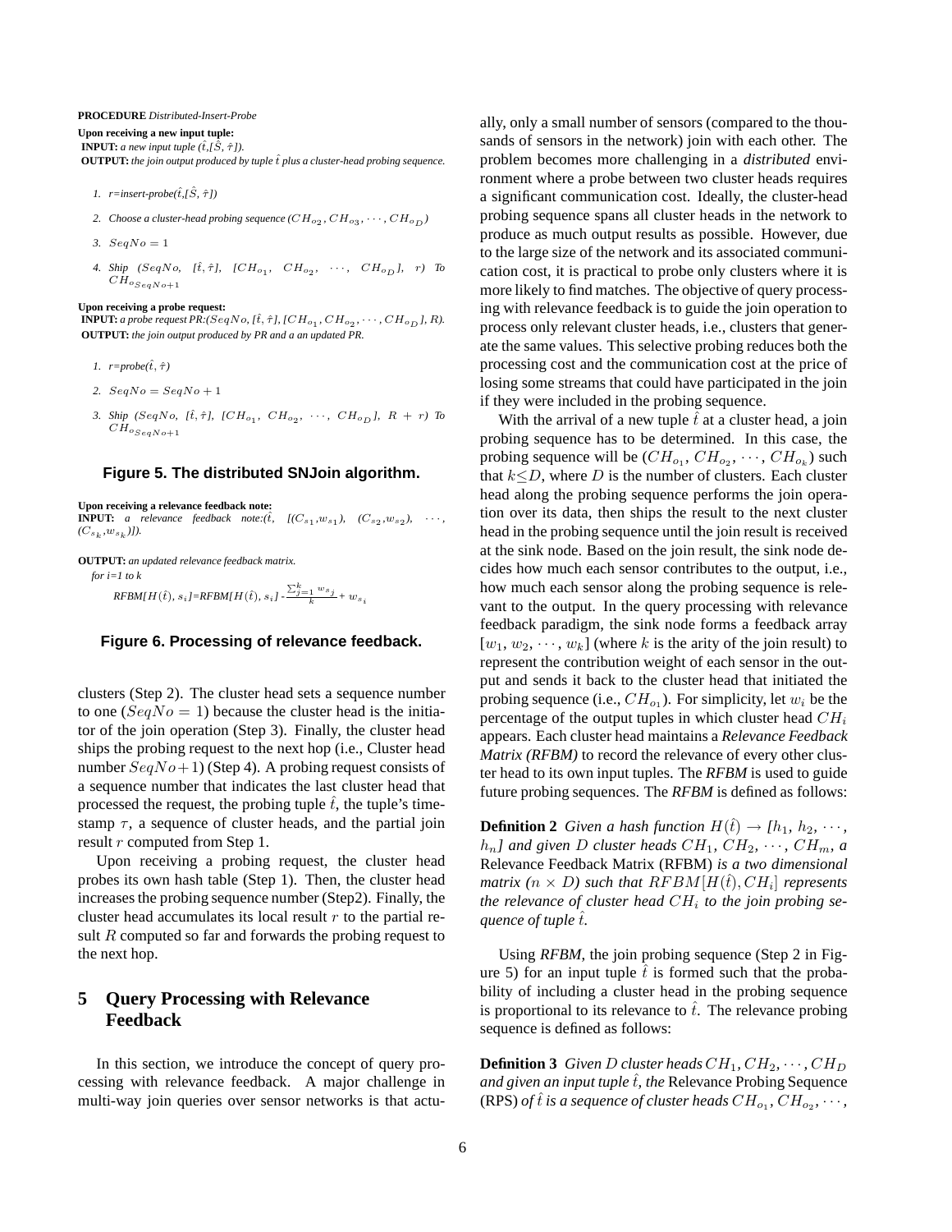**PROCEDURE** *Distributed-Insert-Probe*

**Upon receiving a new input tuple:**
**INPUT:** *a new input tuple* $(\hat{t},[\hat{S},\hat{\tau}])$.
**OUTPUT:** *the join output produced by tuple* $\hat{t}$ *plus a cluster-head probing sequence.*

1. $r$=insert-probe$(\hat{t},[\hat{S},\hat{\tau}])$
2. Choose a cluster-head probing sequence $(CH_{o_2}, CH_{o_3}, \cdots, CH_{o_D})$
3. $SeqNo = 1$
4. Ship $(SeqNo,\ [\hat{t},\hat{\tau}],\ [CH_{o_1},\ CH_{o_2},\ \cdots,\ CH_{o_D}],\ r)$ To $CH_{o_{SeqNo+1}}$

**Upon receiving a probe request:**
**INPUT:** *a probe request* $PR{:}(SeqNo, [\hat{t},\hat{\tau}], [CH_{o_1}, CH_{o_2}, \cdots, CH_{o_D}], R)$.
**OUTPUT:** *the join output produced by PR and a an updated PR.*

1. $r$=probe$(\hat{t},\hat{\tau})$
2. $SeqNo = SeqNo + 1$
3. Ship $(SeqNo,\ [\hat{t},\hat{\tau}],\ [CH_{o_1},\ CH_{o_2},\ \cdots,\ CH_{o_D}],\ R + r)$ To $CH_{o_{SeqNo+1}}$

**Figure 5. The distributed SNJoin algorithm.**

**Upon receiving a relevance feedback note:**
**INPUT:** *a relevance feedback note:*$(\hat{t},\ [(C_{s_1},w_{s_1}),\ (C_{s_2},w_{s_2}),\ \cdots,\ (C_{s_k},w_{s_k})])$.

**OUTPUT:** *an updated relevance feedback matrix.*
*for i=1 to k*

$$RFBM[H(\hat{t}), s_i]=RFBM[H(\hat{t}), s_i] - \frac{\sum_{j=1}^{k} w_{s_j}}{k} + w_{s_i}$$

**Figure 6. Processing of relevance feedback.**

clusters (Step 2). The cluster head sets a sequence number to one ($SeqNo = 1$) because the cluster head is the initiator of the join operation (Step 3). Finally, the cluster head ships the probing request to the next hop (i.e., Cluster head number $SeqNo+1$) (Step 4). A probing request consists of a sequence number that indicates the last cluster head that processed the request, the probing tuple $\hat{t}$, the tuple's timestamp $\tau$, a sequence of cluster heads, and the partial join result $r$ computed from Step 1.

Upon receiving a probing request, the cluster head probes its own hash table (Step 1). Then, the cluster head increases the probing sequence number (Step2). Finally, the cluster head accumulates its local result $r$ to the partial result $R$ computed so far and forwards the probing request to the next hop.

## 5 Query Processing with Relevance Feedback

In this section, we introduce the concept of query processing with relevance feedback. A major challenge in multi-way join queries over sensor networks is that actually, only a small number of sensors (compared to the thousands of sensors in the network) join with each other. The problem becomes more challenging in a *distributed* environment where a probe between two cluster heads requires a significant communication cost. Ideally, the cluster-head probing sequence spans all cluster heads in the network to produce as much output results as possible. However, due to the large size of the network and its associated communication cost, it is practical to probe only clusters where it is more likely to find matches. The objective of query processing with relevance feedback is to guide the join operation to process only relevant cluster heads, i.e., clusters that generate the same values. This selective probing reduces both the processing cost and the communication cost at the price of losing some streams that could have participated in the join if they were included in the probing sequence.

With the arrival of a new tuple $\hat{t}$ at a cluster head, a join probing sequence has to be determined. In this case, the probing sequence will be ($CH_{o_1}$, $CH_{o_2}$, $\cdots$, $CH_{o_k}$) such that $k \leq D$, where $D$ is the number of clusters. Each cluster head along the probing sequence performs the join operation over its data, then ships the result to the next cluster head in the probing sequence until the join result is received at the sink node. Based on the join result, the sink node decides how much each sensor contributes to the output, i.e., how much each sensor along the probing sequence is relevant to the output. In the query processing with relevance feedback paradigm, the sink node forms a feedback array [$w_1$, $w_2$, $\cdots$, $w_k$] (where $k$ is the arity of the join result) to represent the contribution weight of each sensor in the output and sends it back to the cluster head that initiated the probing sequence (i.e., $CH_{o_1}$). For simplicity, let $w_i$ be the percentage of the output tuples in which cluster head $CH_i$ appears. Each cluster head maintains a *Relevance Feedback Matrix (RFBM)* to record the relevance of every other cluster head to its own input tuples. The *RFBM* is used to guide future probing sequences. The *RFBM* is defined as follows:

**Definition 2** *Given a hash function* $H(\hat{t}) \rightarrow [h_1, h_2, \cdots, h_n]$ *and given* $D$ *cluster heads* $CH_1$, $CH_2$, $\cdots$, $CH_m$, *a* Relevance Feedback Matrix (RFBM) *is a two dimensional matrix* ($n \times D$) *such that* $RFBM[H(\hat{t}), CH_i]$ *represents the relevance of cluster head* $CH_i$ *to the join probing sequence of tuple* $\hat{t}$.

Using *RFBM*, the join probing sequence (Step 2 in Figure 5) for an input tuple $\hat{t}$ is formed such that the probability of including a cluster head in the probing sequence is proportional to its relevance to $\hat{t}$. The relevance probing sequence is defined as follows:

**Definition 3** *Given* $D$ *cluster heads* $CH_1, CH_2, \cdots, CH_D$ *and given an input tuple* $\hat{t}$, *the* Relevance Probing Sequence (RPS) *of* $\hat{t}$ *is a sequence of cluster heads* $CH_{o_1}, CH_{o_2}, \cdots,$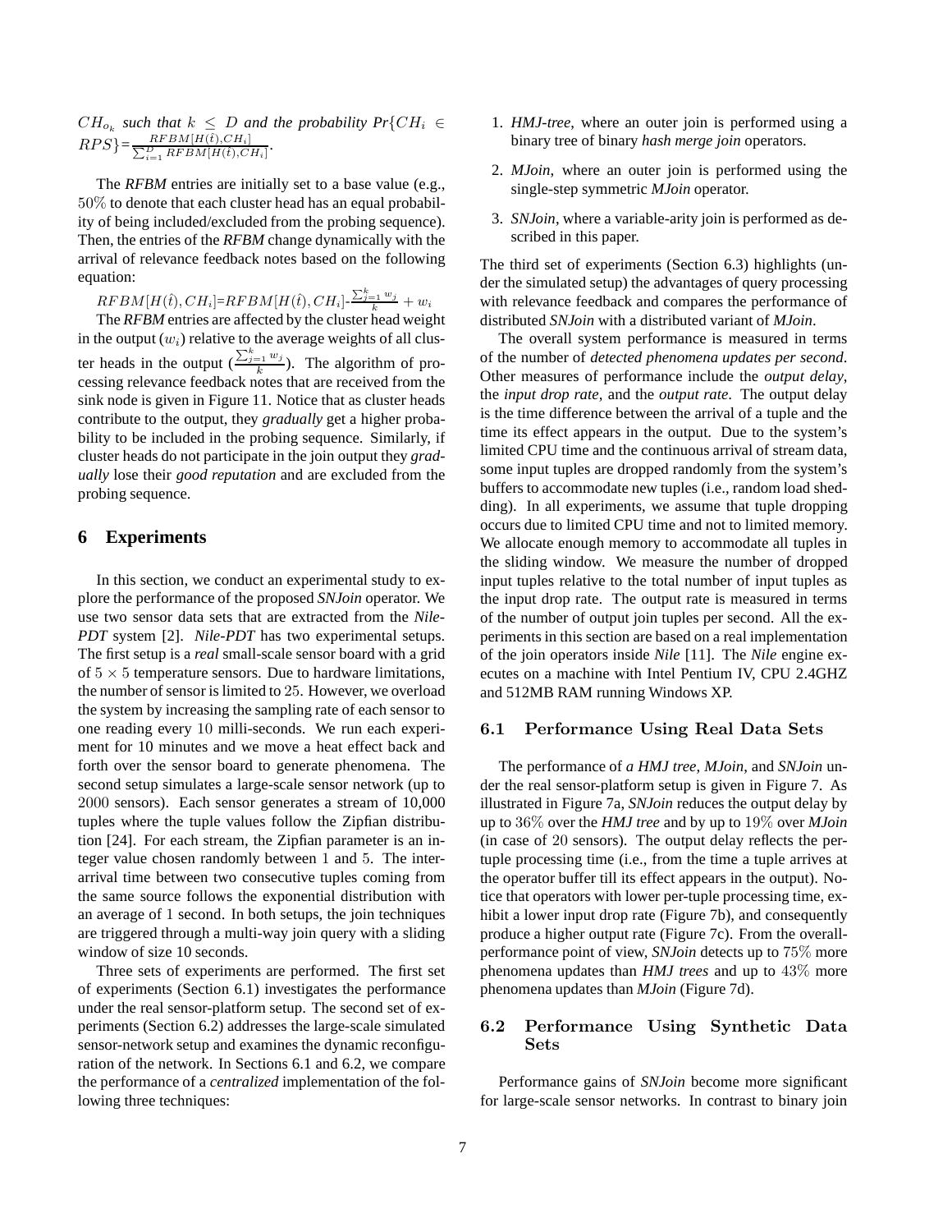$CH_{o_k}$ *such that* $k \leq D$ *and the probability Pr*$\{CH_i \in RPS\}$=$\frac{RFBM[H(\hat{t}),CH_i]}{\sum_{i=1}^{D} RFBM[H(\hat{t}),CH_i]}$.

The *RFBM* entries are initially set to a base value (e.g., 50% to denote that each cluster head has an equal probability of being included/excluded from the probing sequence). Then, the entries of the *RFBM* change dynamically with the arrival of relevance feedback notes based on the following equation:

$$RFBM[H(\hat{t}), CH_i] = RFBM[H(\hat{t}), CH_i] - \frac{\sum_{j=1}^{k} w_j}{k} + w_i$$

The *RFBM* entries are affected by the cluster head weight in the output ($w_i$) relative to the average weights of all cluster heads in the output ($\frac{\sum_{j=1}^{k} w_j}{k}$). The algorithm of processing relevance feedback notes that are received from the sink node is given in Figure 11. Notice that as cluster heads contribute to the output, they *gradually* get a higher probability to be included in the probing sequence. Similarly, if cluster heads do not participate in the join output they *gradually* lose their *good reputation* and are excluded from the probing sequence.

## 6 Experiments

In this section, we conduct an experimental study to explore the performance of the proposed *SNJoin* operator. We use two sensor data sets that are extracted from the *Nile-PDT* system [2]. *Nile-PDT* has two experimental setups. The first setup is a *real* small-scale sensor board with a grid of $5 \times 5$ temperature sensors. Due to hardware limitations, the number of sensor is limited to 25. However, we overload the system by increasing the sampling rate of each sensor to one reading every 10 milli-seconds. We run each experiment for 10 minutes and we move a heat effect back and forth over the sensor board to generate phenomena. The second setup simulates a large-scale sensor network (up to 2000 sensors). Each sensor generates a stream of 10,000 tuples where the tuple values follow the Zipfian distribution [24]. For each stream, the Zipfian parameter is an integer value chosen randomly between 1 and 5. The inter-arrival time between two consecutive tuples coming from the same source follows the exponential distribution with an average of 1 second. In both setups, the join techniques are triggered through a multi-way join query with a sliding window of size 10 seconds.

Three sets of experiments are performed. The first set of experiments (Section 6.1) investigates the performance under the real sensor-platform setup. The second set of experiments (Section 6.2) addresses the large-scale simulated sensor-network setup and examines the dynamic reconfiguration of the network. In Sections 6.1 and 6.2, we compare the performance of a *centralized* implementation of the following three techniques:

1. *HMJ-tree*, where an outer join is performed using a binary tree of binary *hash merge join* operators.
2. *MJoin*, where an outer join is performed using the single-step symmetric *MJoin* operator.
3. *SNJoin*, where a variable-arity join is performed as described in this paper.

The third set of experiments (Section 6.3) highlights (under the simulated setup) the advantages of query processing with relevance feedback and compares the performance of distributed *SNJoin* with a distributed variant of *MJoin*.

The overall system performance is measured in terms of the number of *detected phenomena updates per second*. Other measures of performance include the *output delay*, the *input drop rate*, and the *output rate*. The output delay is the time difference between the arrival of a tuple and the time its effect appears in the output. Due to the system's limited CPU time and the continuous arrival of stream data, some input tuples are dropped randomly from the system's buffers to accommodate new tuples (i.e., random load shedding). In all experiments, we assume that tuple dropping occurs due to limited CPU time and not to limited memory. We allocate enough memory to accommodate all tuples in the sliding window. We measure the number of dropped input tuples relative to the total number of input tuples as the input drop rate. The output rate is measured in terms of the number of output join tuples per second. All the experiments in this section are based on a real implementation of the join operators inside *Nile* [11]. The *Nile* engine executes on a machine with Intel Pentium IV, CPU 2.4GHZ and 512MB RAM running Windows XP.

### 6.1 Performance Using Real Data Sets

The performance of *a HMJ tree*, *MJoin*, and *SNJoin* under the real sensor-platform setup is given in Figure 7. As illustrated in Figure 7a, *SNJoin* reduces the output delay by up to 36% over the *HMJ tree* and by up to 19% over *MJoin* (in case of 20 sensors). The output delay reflects the per-tuple processing time (i.e., from the time a tuple arrives at the operator buffer till its effect appears in the output). Notice that operators with lower per-tuple processing time, exhibit a lower input drop rate (Figure 7b), and consequently produce a higher output rate (Figure 7c). From the overall-performance point of view, *SNJoin* detects up to 75% more phenomena updates than *HMJ trees* and up to 43% more phenomena updates than *MJoin* (Figure 7d).

### 6.2 Performance Using Synthetic Data Sets

Performance gains of *SNJoin* become more significant for large-scale sensor networks. In contrast to binary join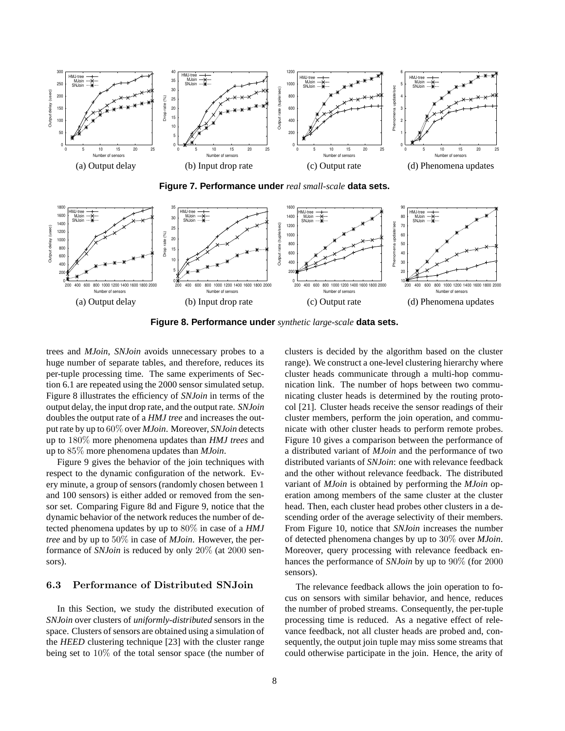(a) Output delay (b) Input drop rate (c) Output rate (d) Phenomena updates

**Figure 7. Performance under** *real small-scale* **data sets.**

(a) Output delay (b) Input drop rate (c) Output rate (d) Phenomena updates

**Figure 8. Performance under** *synthetic large-scale* **data sets.**

trees and *MJoin*, *SNJoin* avoids unnecessary probes to a huge number of separate tables, and therefore, reduces its per-tuple processing time. The same experiments of Section 6.1 are repeated using the 2000 sensor simulated setup. Figure 8 illustrates the efficiency of *SNJoin* in terms of the output delay, the input drop rate, and the output rate. *SNJoin* doubles the output rate of a *HMJ tree* and increases the output rate by up to $60\%$ over *MJoin*. Moreover, *SNJoin* detects up to $180\%$ more phenomena updates than *HMJ trees* and up to $85\%$ more phenomena updates than *MJoin*.

Figure 9 gives the behavior of the join techniques with respect to the dynamic configuration of the network. Every minute, a group of sensors (randomly chosen between 1 and 100 sensors) is either added or removed from the sensor set. Comparing Figure 8d and Figure 9, notice that the dynamic behavior of the network reduces the number of detected phenomena updates by up to $80\%$ in case of a *HMJ tree* and by up to $50\%$ in case of *MJoin*. However, the performance of *SNJoin* is reduced by only $20\%$ (at $2000$ sensors).

### 6.3 Performance of Distributed SNJoin

In this Section, we study the distributed execution of *SNJoin* over clusters of *uniformly-distributed* sensors in the space. Clusters of sensors are obtained using a simulation of the *HEED* clustering technique [23] with the cluster range being set to $10\%$ of the total sensor space (the number of clusters is decided by the algorithm based on the cluster range). We construct a one-level clustering hierarchy where cluster heads communicate through a multi-hop communication link. The number of hops between two communicating cluster heads is determined by the routing protocol [21]. Cluster heads receive the sensor readings of their cluster members, perform the join operation, and communicate with other cluster heads to perform remote probes. Figure 10 gives a comparison between the performance of a distributed variant of *MJoin* and the performance of two distributed variants of *SNJoin*: one with relevance feedback and the other without relevance feedback. The distributed variant of *MJoin* is obtained by performing the *MJoin* operation among members of the same cluster at the cluster head. Then, each cluster head probes other clusters in a descending order of the average selectivity of their members. From Figure 10, notice that *SNJoin* increases the number of detected phenomena changes by up to $30\%$ over *MJoin*. Moreover, query processing with relevance feedback enhances the performance of *SNJoin* by up to $90\%$ (for $2000$ sensors).

The relevance feedback allows the join operation to focus on sensors with similar behavior, and hence, reduces the number of probed streams. Consequently, the per-tuple processing time is reduced. As a negative effect of relevance feedback, not all cluster heads are probed and, consequently, the output join tuple may miss some streams that could otherwise participate in the join. Hence, the arity of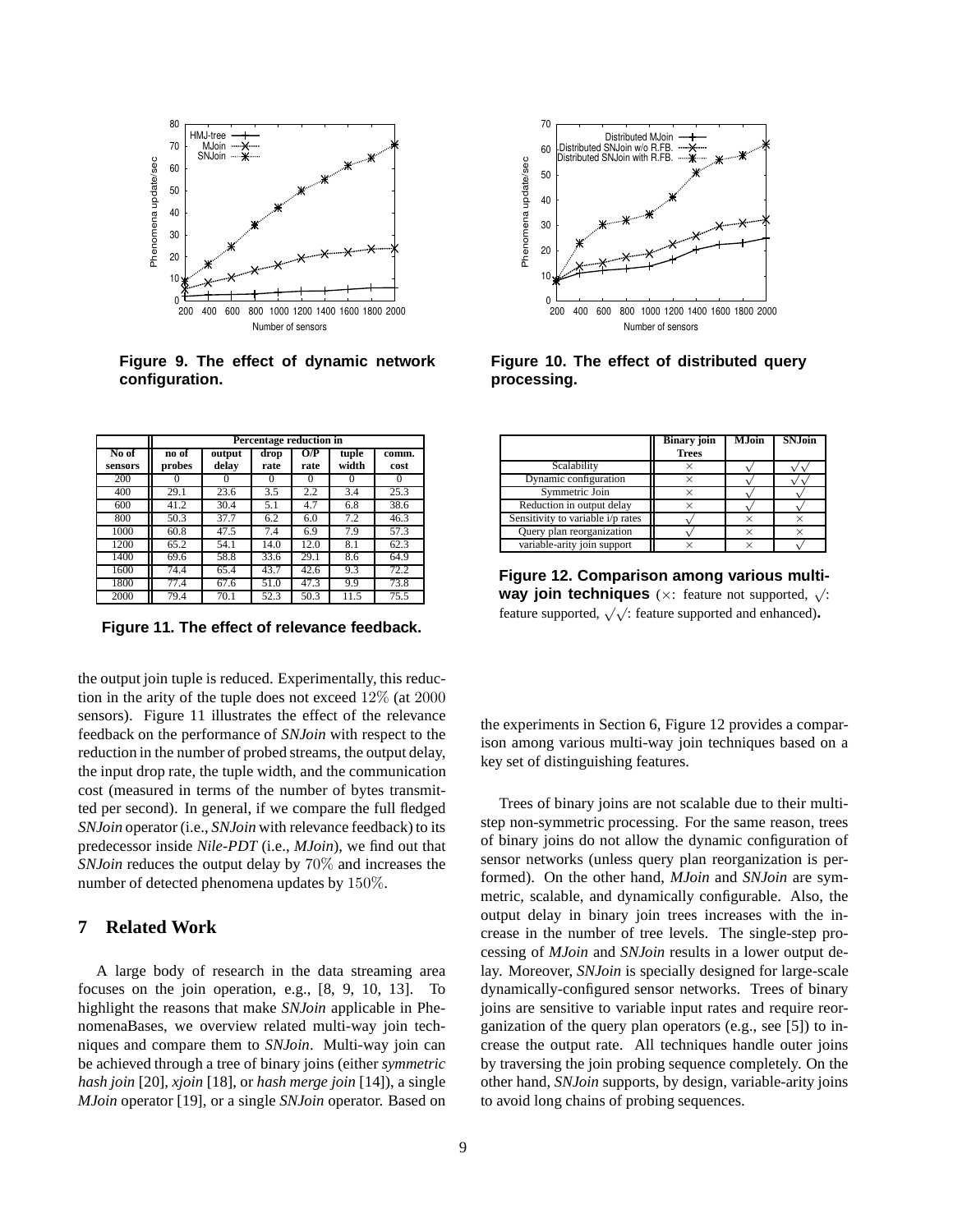Figure 9. The effect of dynamic network configuration.

Figure 10. The effect of distributed query processing.

| No of sensors | Percentage reduction in | | | | | |
|---|---|---|---|---|---|---|
| | no of probes | output delay | drop rate | O/P rate | tuple width | comm. cost |
| 200 | 0 | 0 | 0 | 0 | 0 | 0 |
| 400 | 29.1 | 23.6 | 3.5 | 2.2 | 3.4 | 25.3 |
| 600 | 41.2 | 30.4 | 5.1 | 4.7 | 6.8 | 38.6 |
| 800 | 50.3 | 37.7 | 6.2 | 6.0 | 7.2 | 46.3 |
| 1000 | 60.8 | 47.5 | 7.4 | 6.9 | 7.9 | 57.3 |
| 1200 | 65.2 | 54.1 | 14.0 | 12.0 | 8.1 | 62.3 |
| 1400 | 69.6 | 58.8 | 33.6 | 29.1 | 8.6 | 64.9 |
| 1600 | 74.4 | 65.4 | 43.7 | 42.6 | 9.3 | 72.2 |
| 1800 | 77.4 | 67.6 | 51.0 | 47.3 | 9.9 | 73.8 |
| 2000 | 79.4 | 70.1 | 52.3 | 50.3 | 11.5 | 75.5 |

Figure 11. The effect of relevance feedback.

| | Binary join Trees | MJoin | SNJoin |
|---|---|---|---|
| Scalability | × | √ | √√ |
| Dynamic configuration | × | √ | √√ |
| Symmetric Join | × | √ | √ |
| Reduction in output delay | × | √ | √ |
| Sensitivity to variable i/p rates | √ | × | × |
| Query plan reorganization | √ | × | × |
| variable-arity join support | × | × | √ |

**Figure 12. Comparison among various multi-way join techniques** (×: feature not supported, √: feature supported, √√: feature supported and enhanced).

the output join tuple is reduced. Experimentally, this reduction in the arity of the tuple does not exceed 12% (at 2000 sensors). Figure 11 illustrates the effect of the relevance feedback on the performance of *SNJoin* with respect to the reduction in the number of probed streams, the output delay, the input drop rate, the tuple width, and the communication cost (measured in terms of the number of bytes transmitted per second). In general, if we compare the full fledged *SNJoin* operator (i.e., *SNJoin* with relevance feedback) to its predecessor inside *Nile-PDT* (i.e., *MJoin*), we find out that *SNJoin* reduces the output delay by 70% and increases the number of detected phenomena updates by 150%.

## 7 Related Work

A large body of research in the data streaming area focuses on the join operation, e.g., [8, 9, 10, 13]. To highlight the reasons that make *SNJoin* applicable in PhenomenaBases, we overview related multi-way join techniques and compare them to *SNJoin*. Multi-way join can be achieved through a tree of binary joins (either *symmetric hash join* [20], *xjoin* [18], or *hash merge join* [14]), a single *MJoin* operator [19], or a single *SNJoin* operator. Based on the experiments in Section 6, Figure 12 provides a comparison among various multi-way join techniques based on a key set of distinguishing features.

Trees of binary joins are not scalable due to their multi-step non-symmetric processing. For the same reason, trees of binary joins do not allow the dynamic configuration of sensor networks (unless query plan reorganization is performed). On the other hand, *MJoin* and *SNJoin* are symmetric, scalable, and dynamically configurable. Also, the output delay in binary join trees increases with the increase in the number of tree levels. The single-step processing of *MJoin* and *SNJoin* results in a lower output delay. Moreover, *SNJoin* is specially designed for large-scale dynamically-configured sensor networks. Trees of binary joins are sensitive to variable input rates and require reorganization of the query plan operators (e.g., see [5]) to increase the output rate. All techniques handle outer joins by traversing the join probing sequence completely. On the other hand, *SNJoin* supports, by design, variable-arity joins to avoid long chains of probing sequences.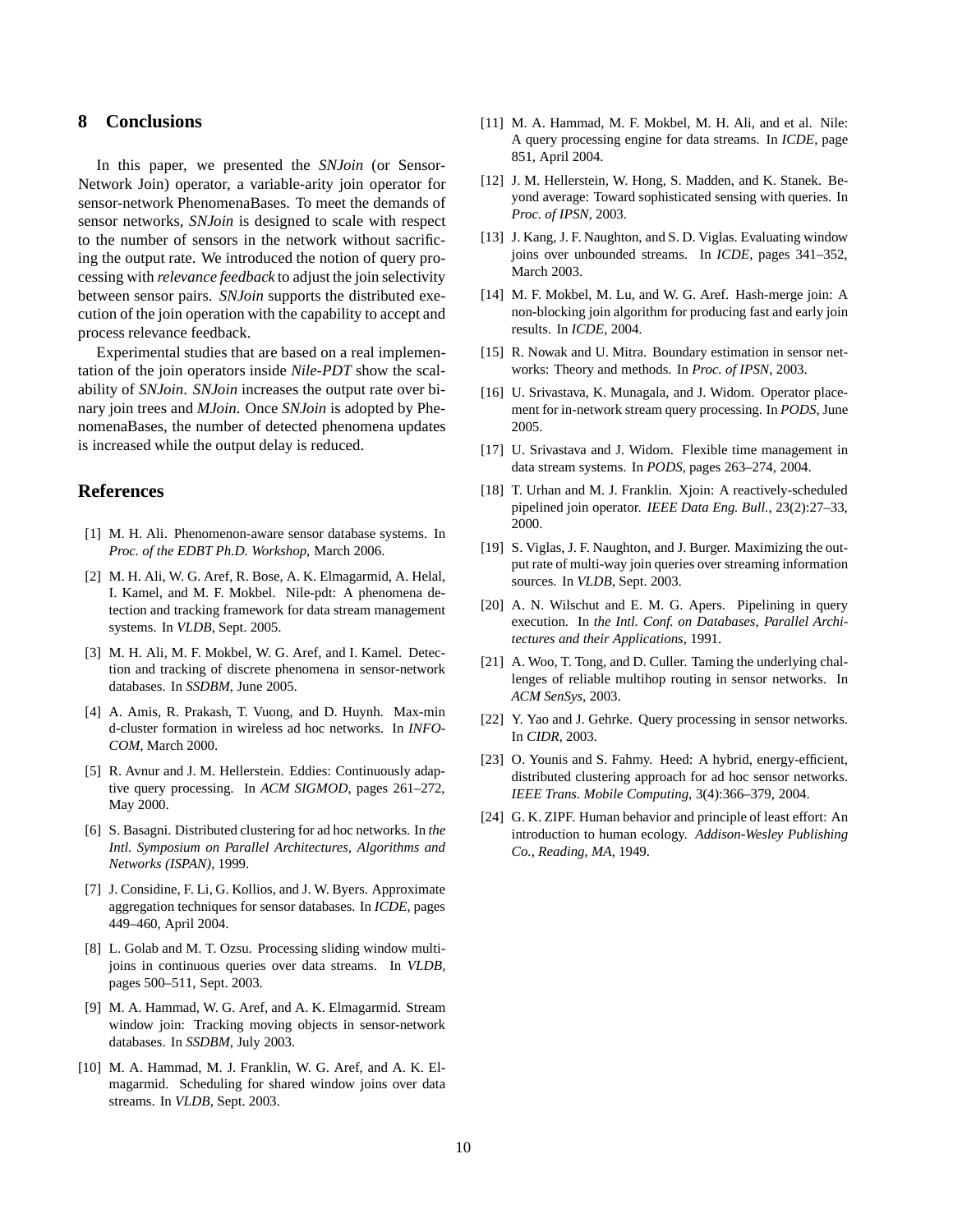## 8 Conclusions

In this paper, we presented the *SNJoin* (or Sensor-Network Join) operator, a variable-arity join operator for sensor-network PhenomenaBases. To meet the demands of sensor networks, *SNJoin* is designed to scale with respect to the number of sensors in the network without sacrificing the output rate. We introduced the notion of query processing with *relevance feedback* to adjust the join selectivity between sensor pairs. *SNJoin* supports the distributed execution of the join operation with the capability to accept and process relevance feedback.

Experimental studies that are based on a real implementation of the join operators inside *Nile-PDT* show the scalability of *SNJoin*. *SNJoin* increases the output rate over binary join trees and *MJoin*. Once *SNJoin* is adopted by PhenomenaBases, the number of detected phenomena updates is increased while the output delay is reduced.

## References

[1] M. H. Ali. Phenomenon-aware sensor database systems. In *Proc. of the EDBT Ph.D. Workshop*, March 2006.

[2] M. H. Ali, W. G. Aref, R. Bose, A. K. Elmagarmid, A. Helal, I. Kamel, and M. F. Mokbel. Nile-pdt: A phenomena detection and tracking framework for data stream management systems. In *VLDB*, Sept. 2005.

[3] M. H. Ali, M. F. Mokbel, W. G. Aref, and I. Kamel. Detection and tracking of discrete phenomena in sensor-network databases. In *SSDBM*, June 2005.

[4] A. Amis, R. Prakash, T. Vuong, and D. Huynh. Max-min d-cluster formation in wireless ad hoc networks. In *INFOCOM*, March 2000.

[5] R. Avnur and J. M. Hellerstein. Eddies: Continuously adaptive query processing. In *ACM SIGMOD*, pages 261–272, May 2000.

[6] S. Basagni. Distributed clustering for ad hoc networks. In *the Intl. Symposium on Parallel Architectures, Algorithms and Networks (ISPAN)*, 1999.

[7] J. Considine, F. Li, G. Kollios, and J. W. Byers. Approximate aggregation techniques for sensor databases. In *ICDE*, pages 449–460, April 2004.

[8] L. Golab and M. T. Ozsu. Processing sliding window multi-joins in continuous queries over data streams. In *VLDB*, pages 500–511, Sept. 2003.

[9] M. A. Hammad, W. G. Aref, and A. K. Elmagarmid. Stream window join: Tracking moving objects in sensor-network databases. In *SSDBM*, July 2003.

[10] M. A. Hammad, M. J. Franklin, W. G. Aref, and A. K. Elmagarmid. Scheduling for shared window joins over data streams. In *VLDB*, Sept. 2003.

[11] M. A. Hammad, M. F. Mokbel, M. H. Ali, and et al. Nile: A query processing engine for data streams. In *ICDE*, page 851, April 2004.

[12] J. M. Hellerstein, W. Hong, S. Madden, and K. Stanek. Beyond average: Toward sophisticated sensing with queries. In *Proc. of IPSN*, 2003.

[13] J. Kang, J. F. Naughton, and S. D. Viglas. Evaluating window joins over unbounded streams. In *ICDE*, pages 341–352, March 2003.

[14] M. F. Mokbel, M. Lu, and W. G. Aref. Hash-merge join: A non-blocking join algorithm for producing fast and early join results. In *ICDE*, 2004.

[15] R. Nowak and U. Mitra. Boundary estimation in sensor networks: Theory and methods. In *Proc. of IPSN*, 2003.

[16] U. Srivastava, K. Munagala, and J. Widom. Operator placement for in-network stream query processing. In *PODS*, June 2005.

[17] U. Srivastava and J. Widom. Flexible time management in data stream systems. In *PODS*, pages 263–274, 2004.

[18] T. Urhan and M. J. Franklin. Xjoin: A reactively-scheduled pipelined join operator. *IEEE Data Eng. Bull.*, 23(2):27–33, 2000.

[19] S. Viglas, J. F. Naughton, and J. Burger. Maximizing the output rate of multi-way join queries over streaming information sources. In *VLDB*, Sept. 2003.

[20] A. N. Wilschut and E. M. G. Apers. Pipelining in query execution. In *the Intl. Conf. on Databases, Parallel Architectures and their Applications*, 1991.

[21] A. Woo, T. Tong, and D. Culler. Taming the underlying challenges of reliable multihop routing in sensor networks. In *ACM SenSys*, 2003.

[22] Y. Yao and J. Gehrke. Query processing in sensor networks. In *CIDR*, 2003.

[23] O. Younis and S. Fahmy. Heed: A hybrid, energy-efficient, distributed clustering approach for ad hoc sensor networks. *IEEE Trans. Mobile Computing*, 3(4):366–379, 2004.

[24] G. K. ZIPF. Human behavior and principle of least effort: An introduction to human ecology. *Addison-Wesley Publishing Co., Reading, MA*, 1949.